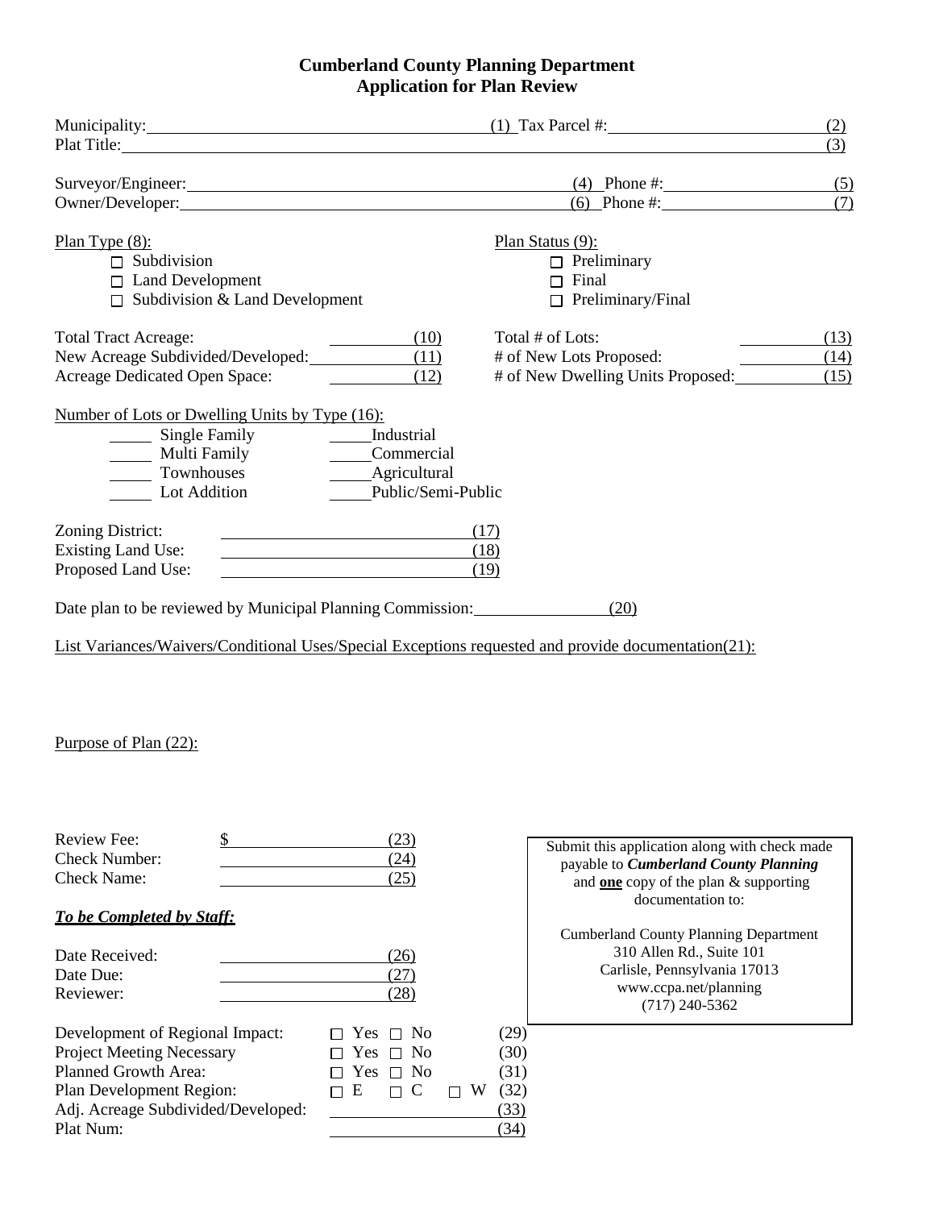# Cumberland County Planning Department
## Application for Plan Review

Municipality: ________________________________ (1) Tax Parcel #: ____________________ (2)
Plat Title: ______________________________________________________________________ (3)

Surveyor/Engineer: ________________________________ (4) Phone #: ______________ (5)
Owner/Developer: ________________________________ (6) Phone #: ______________ (7)

Plan Type (8):

- ☐ Subdivision
- ☐ Land Development
- ☐ Subdivision & Land Development

Plan Status (9):

- ☐ Preliminary
- ☐ Final
- ☐ Preliminary/Final

Total Tract Acreage: __________ (10)
New Acreage Subdivided/Developed: __________ (11)
Acreage Dedicated Open Space: __________ (12)

Total # of Lots: __________ (13)
# of New Lots Proposed: __________ (14)
# of New Dwelling Units Proposed: __________ (15)

Number of Lots or Dwelling Units by Type (16):

_____ Single Family
_____ Multi Family
_____ Townhouses
_____ Lot Addition

_____ Industrial
_____ Commercial
_____ Agricultural
_____ Public/Semi-Public

Zoning District: ____________________ (17)
Existing Land Use: ____________________ (18)
Proposed Land Use: ____________________ (19)

Date plan to be reviewed by Municipal Planning Commission: ______________ (20)

List Variances/Waivers/Conditional Uses/Special Exceptions requested and provide documentation(21):

Purpose of Plan (22):

Review Fee: $ ______________ (23)
Check Number: ______________ (24)
Check Name: ______________ (25)

Submit this application along with check made payable to ***Cumberland County Planning*** and **one** copy of the plan & supporting documentation to:

Cumberland County Planning Department
310 Allen Rd., Suite 101
Carlisle, Pennsylvania 17013
www.ccpa.net/planning
(717) 240-5362

***To be Completed by Staff:***

Date Received: ______________ (26)
Date Due: ______________ (27)
Reviewer: ______________ (28)

Development of Regional Impact: ☐ Yes ☐ No (29)
Project Meeting Necessary ☐ Yes ☐ No (30)
Planned Growth Area: ☐ Yes ☐ No (31)
Plan Development Region: ☐ E ☐ C ☐ W (32)
Adj. Acreage Subdivided/Developed: ______________ (33)
Plat Num: ______________ (34)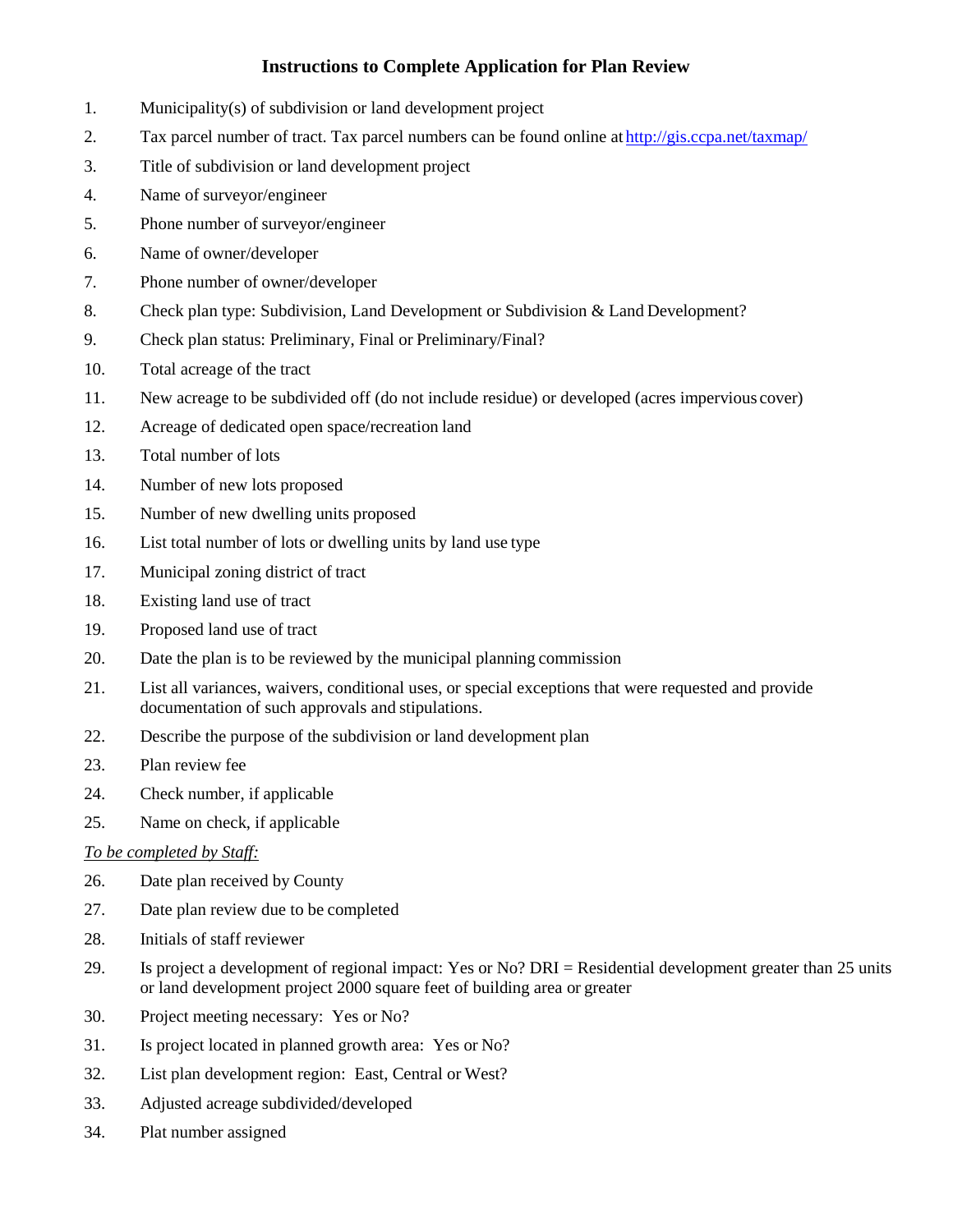# Instructions to Complete Application for Plan Review

1. Municipality(s) of subdivision or land development project
2. Tax parcel number of tract. Tax parcel numbers can be found online at http://gis.ccpa.net/taxmap/
3. Title of subdivision or land development project
4. Name of surveyor/engineer
5. Phone number of surveyor/engineer
6. Name of owner/developer
7. Phone number of owner/developer
8. Check plan type: Subdivision, Land Development or Subdivision & Land Development?
9. Check plan status: Preliminary, Final or Preliminary/Final?
10. Total acreage of the tract
11. New acreage to be subdivided off (do not include residue) or developed (acres impervious cover)
12. Acreage of dedicated open space/recreation land
13. Total number of lots
14. Number of new lots proposed
15. Number of new dwelling units proposed
16. List total number of lots or dwelling units by land use type
17. Municipal zoning district of tract
18. Existing land use of tract
19. Proposed land use of tract
20. Date the plan is to be reviewed by the municipal planning commission
21. List all variances, waivers, conditional uses, or special exceptions that were requested and provide documentation of such approvals and stipulations.
22. Describe the purpose of the subdivision or land development plan
23. Plan review fee
24. Check number, if applicable
25. Name on check, if applicable

*To be completed by Staff:*

26. Date plan received by County
27. Date plan review due to be completed
28. Initials of staff reviewer
29. Is project a development of regional impact: Yes or No? DRI = Residential development greater than 25 units or land development project 2000 square feet of building area or greater
30. Project meeting necessary: Yes or No?
31. Is project located in planned growth area: Yes or No?
32. List plan development region: East, Central or West?
33. Adjusted acreage subdivided/developed
34. Plat number assigned